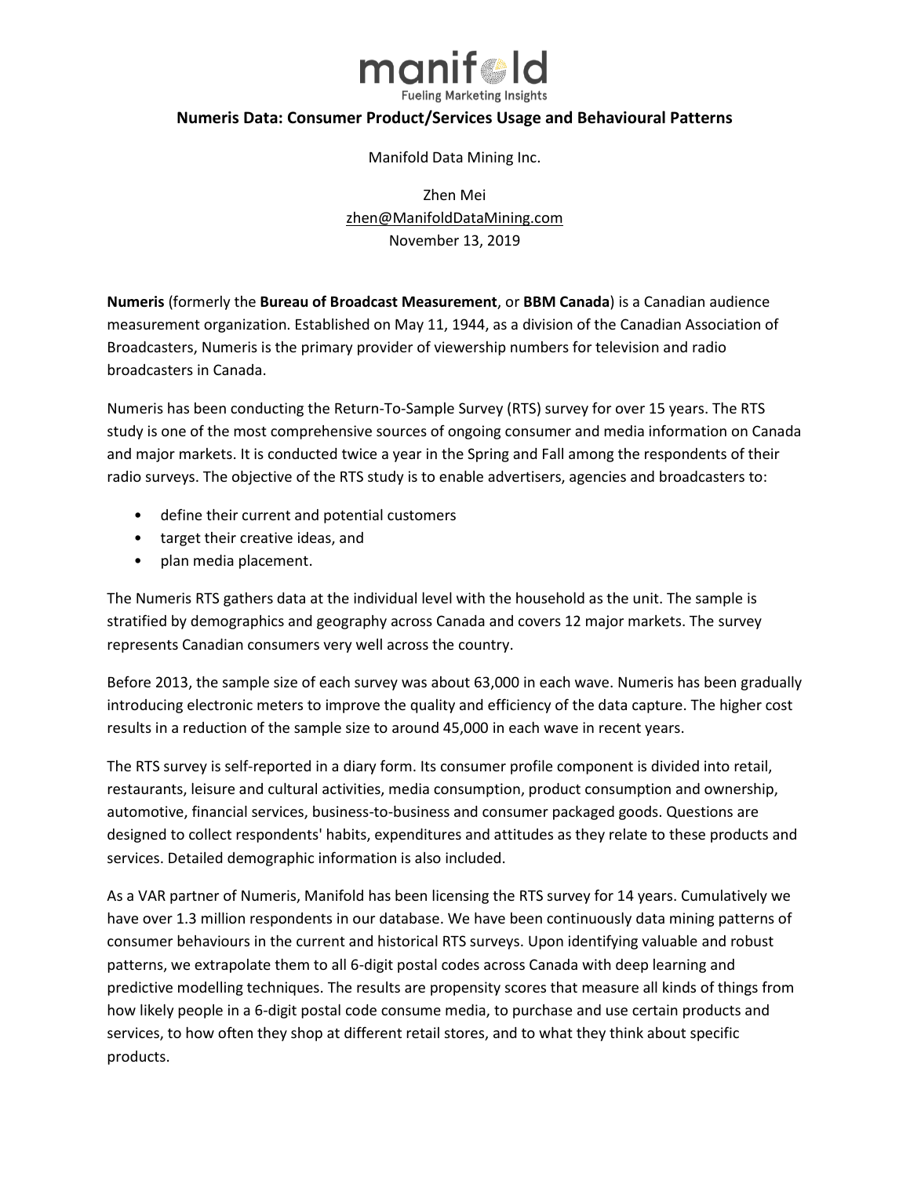manifold

Fueling Marketing Insights

# Numeris Data: Consumer Product/Services Usage and Behavioural Patterns

Manifold Data Mining Inc.

Zhen Mei
zhen@ManifoldDataMining.com
November 13, 2019

**Numeris** (formerly the **Bureau of Broadcast Measurement**, or **BBM Canada**) is a Canadian audience measurement organization. Established on May 11, 1944, as a division of the Canadian Association of Broadcasters, Numeris is the primary provider of viewership numbers for television and radio broadcasters in Canada.

Numeris has been conducting the Return-To-Sample Survey (RTS) survey for over 15 years. The RTS study is one of the most comprehensive sources of ongoing consumer and media information on Canada and major markets. It is conducted twice a year in the Spring and Fall among the respondents of their radio surveys. The objective of the RTS study is to enable advertisers, agencies and broadcasters to:

- define their current and potential customers
- target their creative ideas, and
- plan media placement.

The Numeris RTS gathers data at the individual level with the household as the unit. The sample is stratified by demographics and geography across Canada and covers 12 major markets. The survey represents Canadian consumers very well across the country.

Before 2013, the sample size of each survey was about 63,000 in each wave. Numeris has been gradually introducing electronic meters to improve the quality and efficiency of the data capture. The higher cost results in a reduction of the sample size to around 45,000 in each wave in recent years.

The RTS survey is self-reported in a diary form. Its consumer profile component is divided into retail, restaurants, leisure and cultural activities, media consumption, product consumption and ownership, automotive, financial services, business-to-business and consumer packaged goods. Questions are designed to collect respondents' habits, expenditures and attitudes as they relate to these products and services. Detailed demographic information is also included.

As a VAR partner of Numeris, Manifold has been licensing the RTS survey for 14 years. Cumulatively we have over 1.3 million respondents in our database. We have been continuously data mining patterns of consumer behaviours in the current and historical RTS surveys. Upon identifying valuable and robust patterns, we extrapolate them to all 6-digit postal codes across Canada with deep learning and predictive modelling techniques. The results are propensity scores that measure all kinds of things from how likely people in a 6-digit postal code consume media, to purchase and use certain products and services, to how often they shop at different retail stores, and to what they think about specific products.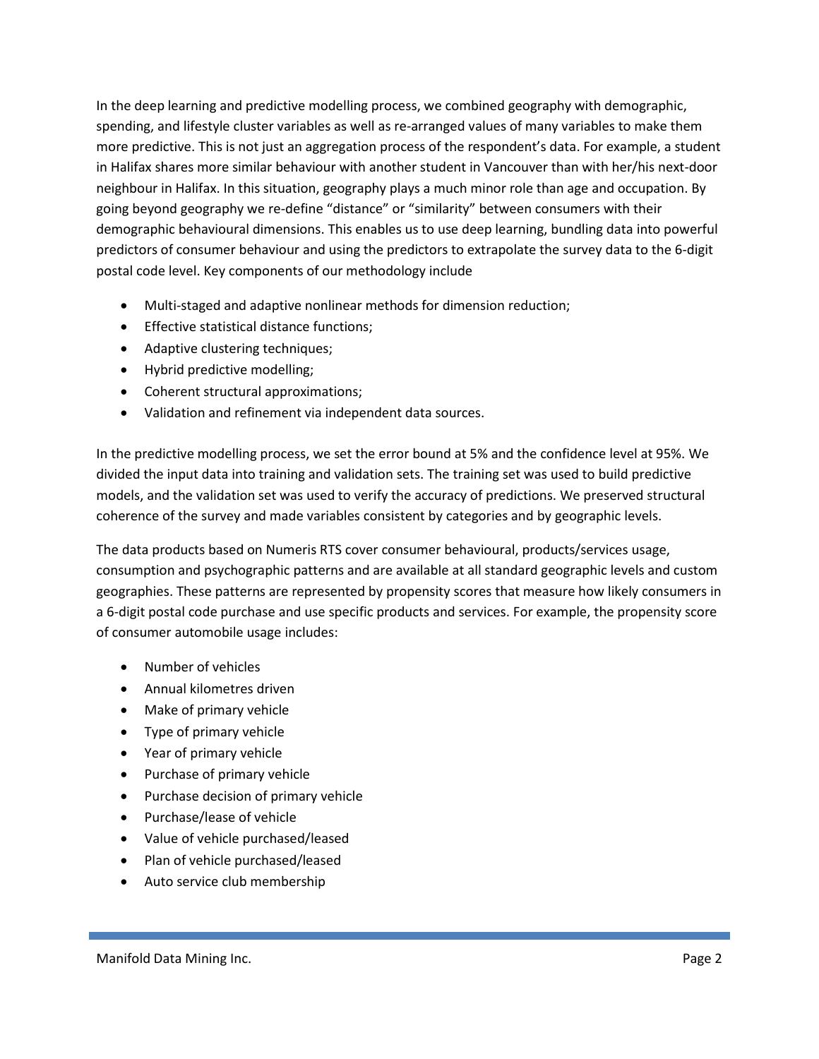In the deep learning and predictive modelling process, we combined geography with demographic, spending, and lifestyle cluster variables as well as re-arranged values of many variables to make them more predictive. This is not just an aggregation process of the respondent's data. For example, a student in Halifax shares more similar behaviour with another student in Vancouver than with her/his next-door neighbour in Halifax. In this situation, geography plays a much minor role than age and occupation. By going beyond geography we re-define "distance" or "similarity" between consumers with their demographic behavioural dimensions. This enables us to use deep learning, bundling data into powerful predictors of consumer behaviour and using the predictors to extrapolate the survey data to the 6-digit postal code level. Key components of our methodology include

- Multi-staged and adaptive nonlinear methods for dimension reduction;
- Effective statistical distance functions;
- Adaptive clustering techniques;
- Hybrid predictive modelling;
- Coherent structural approximations;
- Validation and refinement via independent data sources.

In the predictive modelling process, we set the error bound at 5% and the confidence level at 95%. We divided the input data into training and validation sets. The training set was used to build predictive models, and the validation set was used to verify the accuracy of predictions. We preserved structural coherence of the survey and made variables consistent by categories and by geographic levels.

The data products based on Numeris RTS cover consumer behavioural, products/services usage, consumption and psychographic patterns and are available at all standard geographic levels and custom geographies. These patterns are represented by propensity scores that measure how likely consumers in a 6-digit postal code purchase and use specific products and services. For example, the propensity score of consumer automobile usage includes:

- Number of vehicles
- Annual kilometres driven
- Make of primary vehicle
- Type of primary vehicle
- Year of primary vehicle
- Purchase of primary vehicle
- Purchase decision of primary vehicle
- Purchase/lease of vehicle
- Value of vehicle purchased/leased
- Plan of vehicle purchased/leased
- Auto service club membership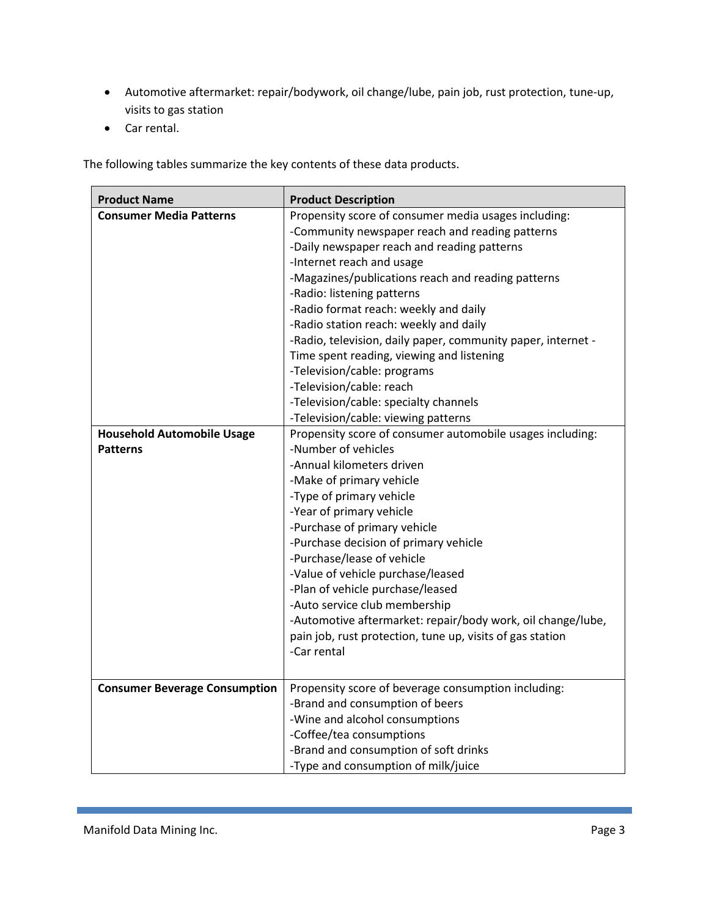- Automotive aftermarket: repair/bodywork, oil change/lube, pain job, rust protection, tune-up, visits to gas station
- Car rental.

The following tables summarize the key contents of these data products.

| Product Name | Product Description |
|---|---|
| **Consumer Media Patterns** | Propensity score of consumer media usages including:<br>-Community newspaper reach and reading patterns<br>-Daily newspaper reach and reading patterns<br>-Internet reach and usage<br>-Magazines/publications reach and reading patterns<br>-Radio: listening patterns<br>-Radio format reach: weekly and daily<br>-Radio station reach: weekly and daily<br>-Radio, television, daily paper, community paper, internet - Time spent reading, viewing and listening<br>-Television/cable: programs<br>-Television/cable: reach<br>-Television/cable: specialty channels<br>-Television/cable: viewing patterns |
| **Household Automobile Usage Patterns** | Propensity score of consumer automobile usages including:<br>-Number of vehicles<br>-Annual kilometers driven<br>-Make of primary vehicle<br>-Type of primary vehicle<br>-Year of primary vehicle<br>-Purchase of primary vehicle<br>-Purchase decision of primary vehicle<br>-Purchase/lease of vehicle<br>-Value of vehicle purchase/leased<br>-Plan of vehicle purchase/leased<br>-Auto service club membership<br>-Automotive aftermarket: repair/body work, oil change/lube, pain job, rust protection, tune up, visits of gas station<br>-Car rental |
| **Consumer Beverage Consumption** | Propensity score of beverage consumption including:<br>-Brand and consumption of beers<br>-Wine and alcohol consumptions<br>-Coffee/tea consumptions<br>-Brand and consumption of soft drinks<br>-Type and consumption of milk/juice |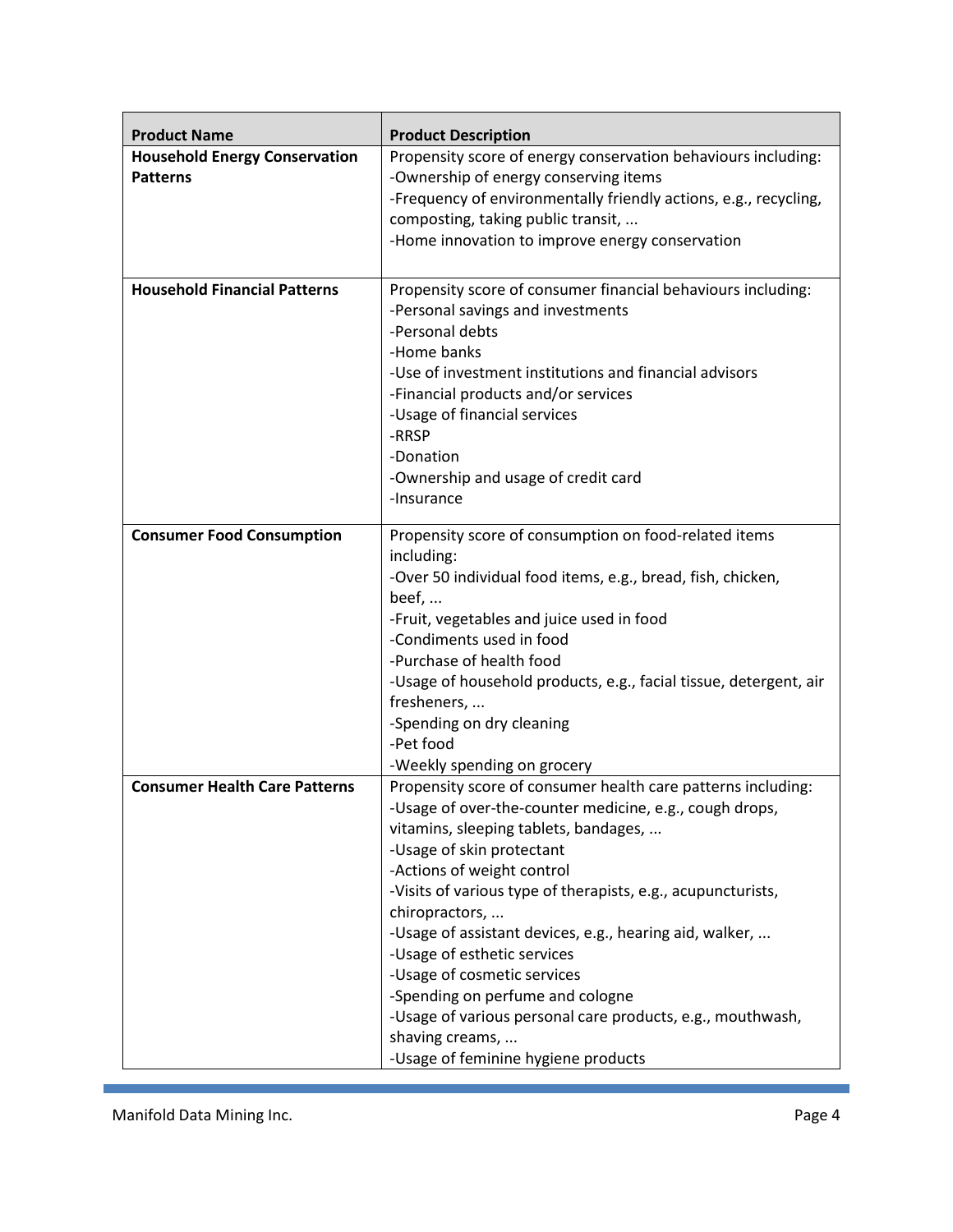| Product Name | Product Description |
|---|---|
| **Household Energy Conservation Patterns** | Propensity score of energy conservation behaviours including:<br>-Ownership of energy conserving items<br>-Frequency of environmentally friendly actions, e.g., recycling, composting, taking public transit, ...<br>-Home innovation to improve energy conservation |
| **Household Financial Patterns** | Propensity score of consumer financial behaviours including:<br>-Personal savings and investments<br>-Personal debts<br>-Home banks<br>-Use of investment institutions and financial advisors<br>-Financial products and/or services<br>-Usage of financial services<br>-RRSP<br>-Donation<br>-Ownership and usage of credit card<br>-Insurance |
| **Consumer Food Consumption** | Propensity score of consumption on food-related items including:<br>-Over 50 individual food items, e.g., bread, fish, chicken, beef, ...<br>-Fruit, vegetables and juice used in food<br>-Condiments used in food<br>-Purchase of health food<br>-Usage of household products, e.g., facial tissue, detergent, air fresheners, ...<br>-Spending on dry cleaning<br>-Pet food<br>-Weekly spending on grocery |
| **Consumer Health Care Patterns** | Propensity score of consumer health care patterns including:<br>-Usage of over-the-counter medicine, e.g., cough drops, vitamins, sleeping tablets, bandages, ...<br>-Usage of skin protectant<br>-Actions of weight control<br>-Visits of various type of therapists, e.g., acupuncturists, chiropractors, ...<br>-Usage of assistant devices, e.g., hearing aid, walker, ...<br>-Usage of esthetic services<br>-Usage of cosmetic services<br>-Spending on perfume and cologne<br>-Usage of various personal care products, e.g., mouthwash, shaving creams, ...<br>-Usage of feminine hygiene products |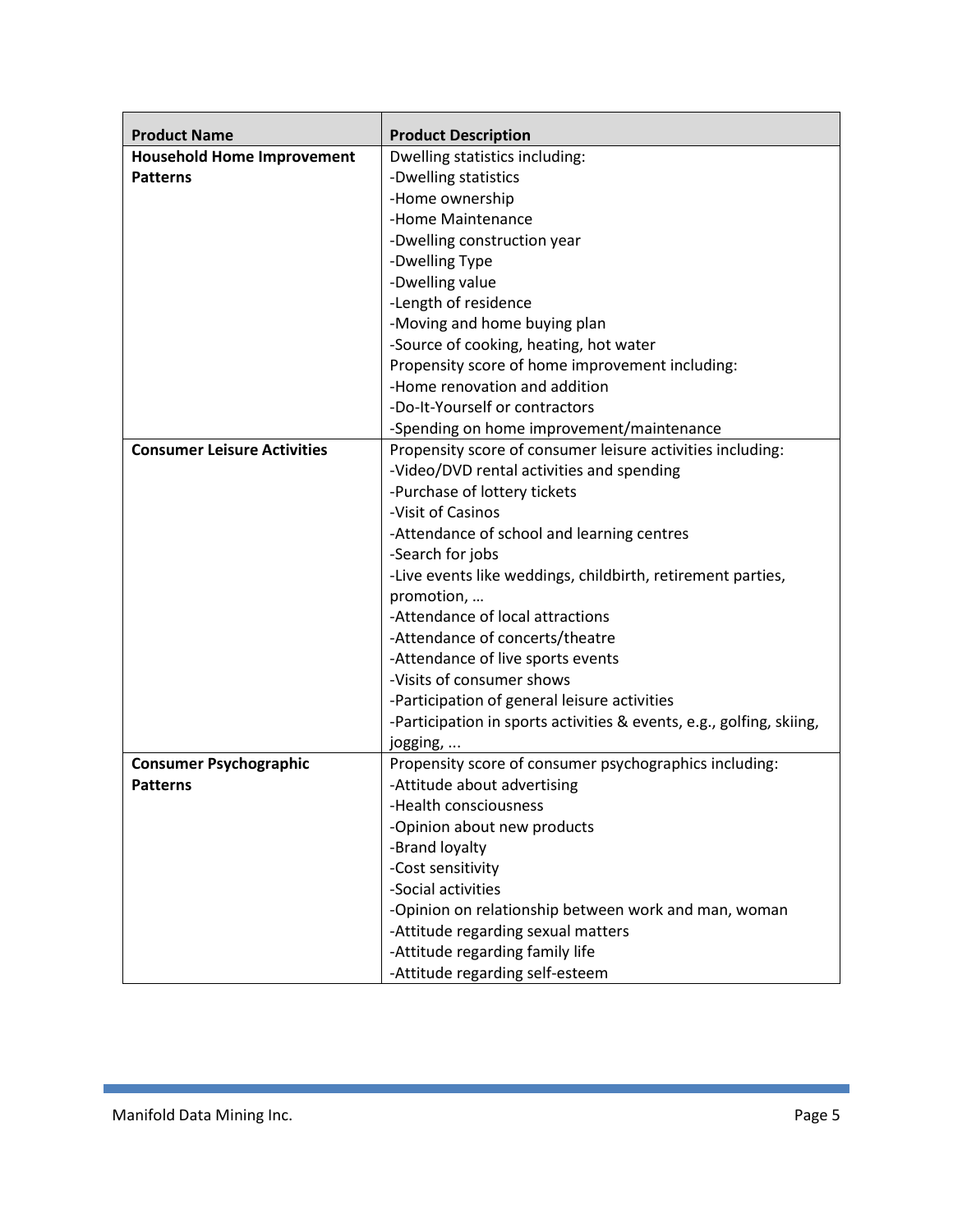| Product Name | Product Description |
|---|---|
| **Household Home Improvement Patterns** | Dwelling statistics including:<br>-Dwelling statistics<br>-Home ownership<br>-Home Maintenance<br>-Dwelling construction year<br>-Dwelling Type<br>-Dwelling value<br>-Length of residence<br>-Moving and home buying plan<br>-Source of cooking, heating, hot water<br>Propensity score of home improvement including:<br>-Home renovation and addition<br>-Do-It-Yourself or contractors<br>-Spending on home improvement/maintenance |
| **Consumer Leisure Activities** | Propensity score of consumer leisure activities including:<br>-Video/DVD rental activities and spending<br>-Purchase of lottery tickets<br>-Visit of Casinos<br>-Attendance of school and learning centres<br>-Search for jobs<br>-Live events like weddings, childbirth, retirement parties, promotion, …<br>-Attendance of local attractions<br>-Attendance of concerts/theatre<br>-Attendance of live sports events<br>-Visits of consumer shows<br>-Participation of general leisure activities<br>-Participation in sports activities & events, e.g., golfing, skiing, jogging, … |
| **Consumer Psychographic Patterns** | Propensity score of consumer psychographics including:<br>-Attitude about advertising<br>-Health consciousness<br>-Opinion about new products<br>-Brand loyalty<br>-Cost sensitivity<br>-Social activities<br>-Opinion on relationship between work and man, woman<br>-Attitude regarding sexual matters<br>-Attitude regarding family life<br>-Attitude regarding self-esteem |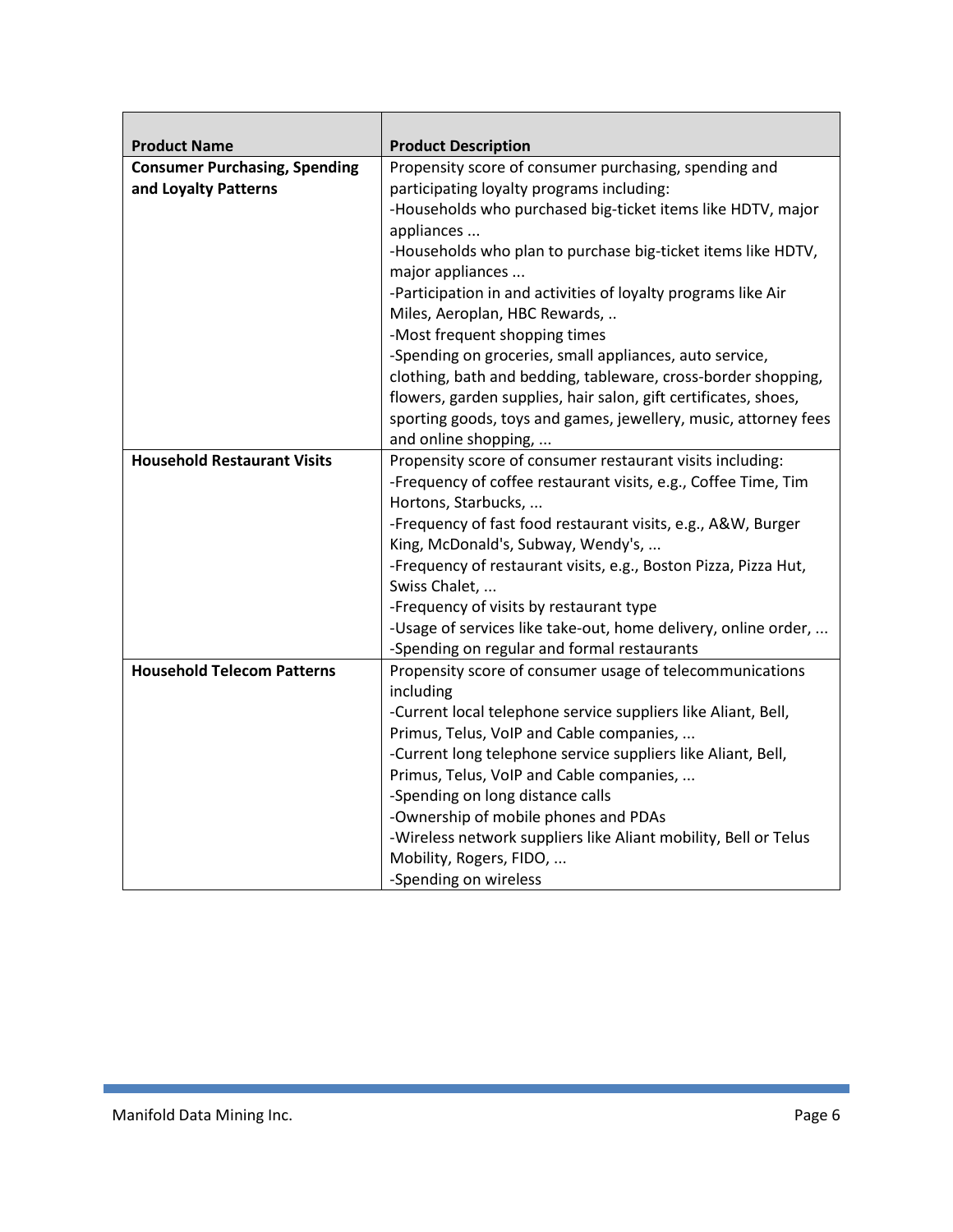| Product Name | Product Description |
|---|---|
| **Consumer Purchasing, Spending and Loyalty Patterns** | Propensity score of consumer purchasing, spending and participating loyalty programs including:<br>-Households who purchased big-ticket items like HDTV, major appliances ...<br>-Households who plan to purchase big-ticket items like HDTV, major appliances ...<br>-Participation in and activities of loyalty programs like Air Miles, Aeroplan, HBC Rewards, ..<br>-Most frequent shopping times<br>-Spending on groceries, small appliances, auto service, clothing, bath and bedding, tableware, cross-border shopping, flowers, garden supplies, hair salon, gift certificates, shoes, sporting goods, toys and games, jewellery, music, attorney fees and online shopping, ... |
| **Household Restaurant Visits** | Propensity score of consumer restaurant visits including:<br>-Frequency of coffee restaurant visits, e.g., Coffee Time, Tim Hortons, Starbucks, ...<br>-Frequency of fast food restaurant visits, e.g., A&W, Burger King, McDonald's, Subway, Wendy's, ...<br>-Frequency of restaurant visits, e.g., Boston Pizza, Pizza Hut, Swiss Chalet, ...<br>-Frequency of visits by restaurant type<br>-Usage of services like take-out, home delivery, online order, ...<br>-Spending on regular and formal restaurants |
| **Household Telecom Patterns** | Propensity score of consumer usage of telecommunications including<br>-Current local telephone service suppliers like Aliant, Bell, Primus, Telus, VoIP and Cable companies, ...<br>-Current long telephone service suppliers like Aliant, Bell, Primus, Telus, VoIP and Cable companies, ...<br>-Spending on long distance calls<br>-Ownership of mobile phones and PDAs<br>-Wireless network suppliers like Aliant mobility, Bell or Telus Mobility, Rogers, FIDO, ...<br>-Spending on wireless |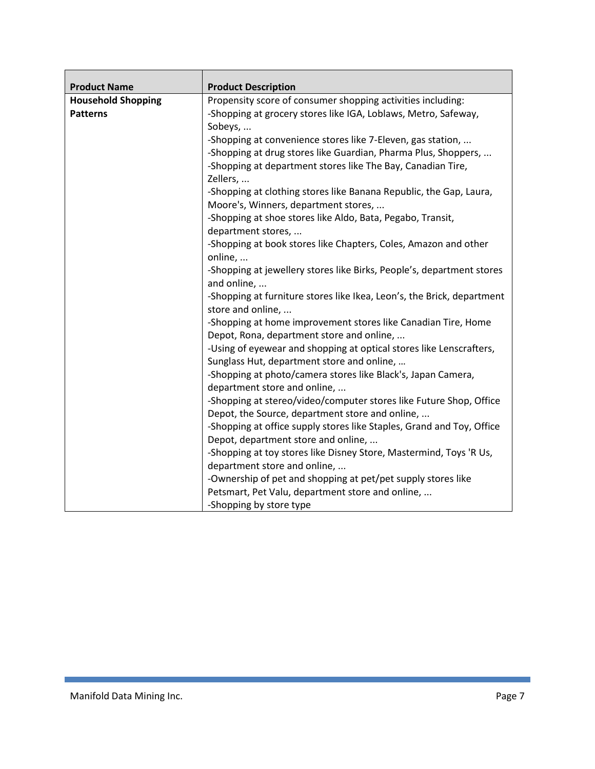| Product Name | Product Description |
|---|---|
| **Household Shopping Patterns** | Propensity score of consumer shopping activities including:<br>-Shopping at grocery stores like IGA, Loblaws, Metro, Safeway, Sobeys, ...<br>-Shopping at convenience stores like 7-Eleven, gas station, ...<br>-Shopping at drug stores like Guardian, Pharma Plus, Shoppers, ...<br>-Shopping at department stores like The Bay, Canadian Tire, Zellers, ...<br>-Shopping at clothing stores like Banana Republic, the Gap, Laura, Moore's, Winners, department stores, ...<br>-Shopping at shoe stores like Aldo, Bata, Pegabo, Transit, department stores, ...<br>-Shopping at book stores like Chapters, Coles, Amazon and other online, ...<br>-Shopping at jewellery stores like Birks, People's, department stores and online, ...<br>-Shopping at furniture stores like Ikea, Leon's, the Brick, department store and online, ...<br>-Shopping at home improvement stores like Canadian Tire, Home Depot, Rona, department store and online, ...<br>-Using of eyewear and shopping at optical stores like Lenscrafters, Sunglass Hut, department store and online, …<br>-Shopping at photo/camera stores like Black's, Japan Camera, department store and online, ...<br>-Shopping at stereo/video/computer stores like Future Shop, Office Depot, the Source, department store and online, ...<br>-Shopping at office supply stores like Staples, Grand and Toy, Office Depot, department store and online, ...<br>-Shopping at toy stores like Disney Store, Mastermind, Toys 'R Us, department store and online, ...<br>-Ownership of pet and shopping at pet/pet supply stores like Petsmart, Pet Valu, department store and online, ...<br>-Shopping by store type |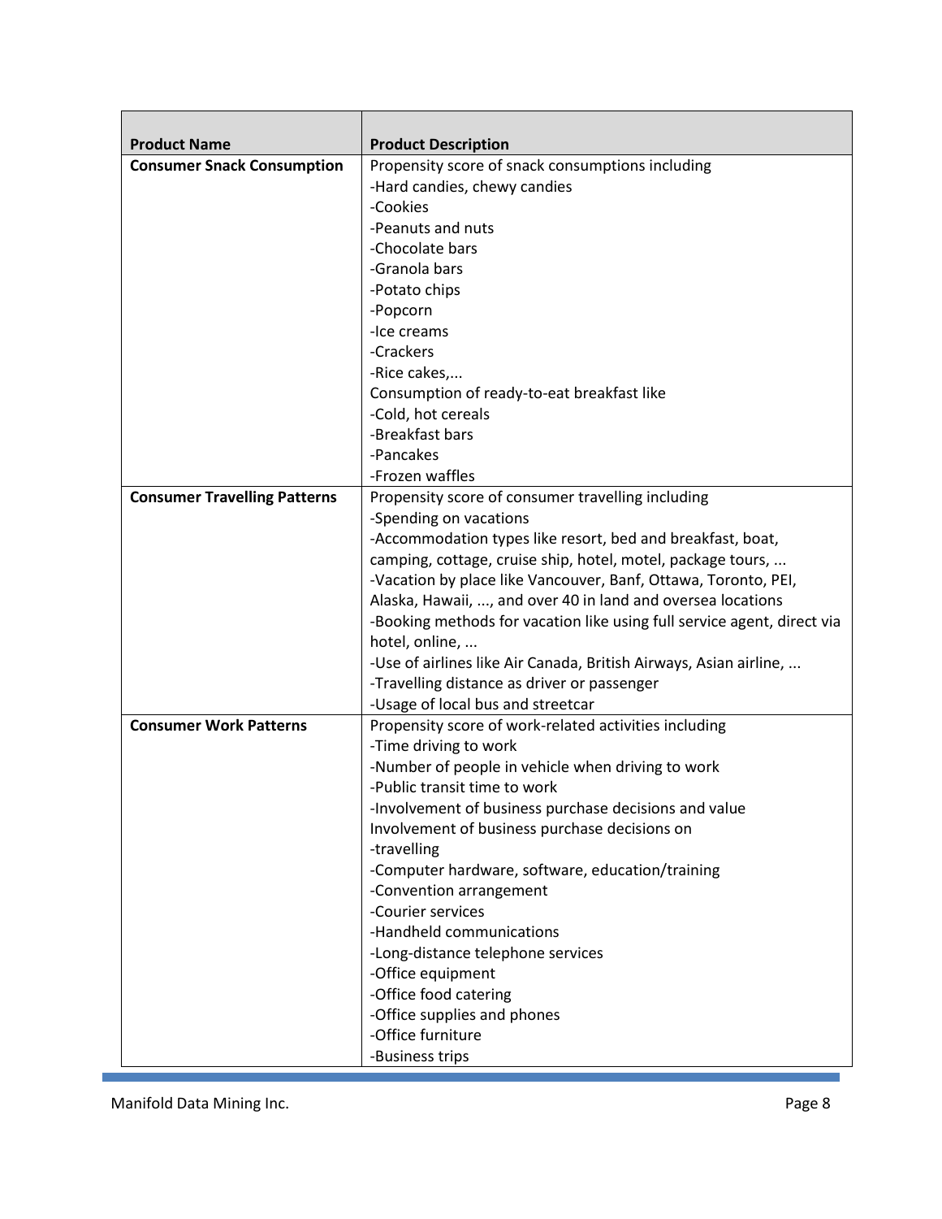| **Product Name** | **Product Description** |
|---|---|
| **Consumer Snack Consumption** | Propensity score of snack consumptions including<br>-Hard candies, chewy candies<br>-Cookies<br>-Peanuts and nuts<br>-Chocolate bars<br>-Granola bars<br>-Potato chips<br>-Popcorn<br>-Ice creams<br>-Crackers<br>-Rice cakes,...<br>Consumption of ready-to-eat breakfast like<br>-Cold, hot cereals<br>-Breakfast bars<br>-Pancakes<br>-Frozen waffles |
| **Consumer Travelling Patterns** | Propensity score of consumer travelling including<br>-Spending on vacations<br>-Accommodation types like resort, bed and breakfast, boat, camping, cottage, cruise ship, hotel, motel, package tours, ...<br>-Vacation by place like Vancouver, Banf, Ottawa, Toronto, PEI, Alaska, Hawaii, ..., and over 40 in land and oversea locations<br>-Booking methods for vacation like using full service agent, direct via hotel, online, ...<br>-Use of airlines like Air Canada, British Airways, Asian airline, ...<br>-Travelling distance as driver or passenger<br>-Usage of local bus and streetcar |
| **Consumer Work Patterns** | Propensity score of work-related activities including<br>-Time driving to work<br>-Number of people in vehicle when driving to work<br>-Public transit time to work<br>-Involvement of business purchase decisions and value<br>Involvement of business purchase decisions on<br>-travelling<br>-Computer hardware, software, education/training<br>-Convention arrangement<br>-Courier services<br>-Handheld communications<br>-Long-distance telephone services<br>-Office equipment<br>-Office food catering<br>-Office supplies and phones<br>-Office furniture<br>-Business trips |